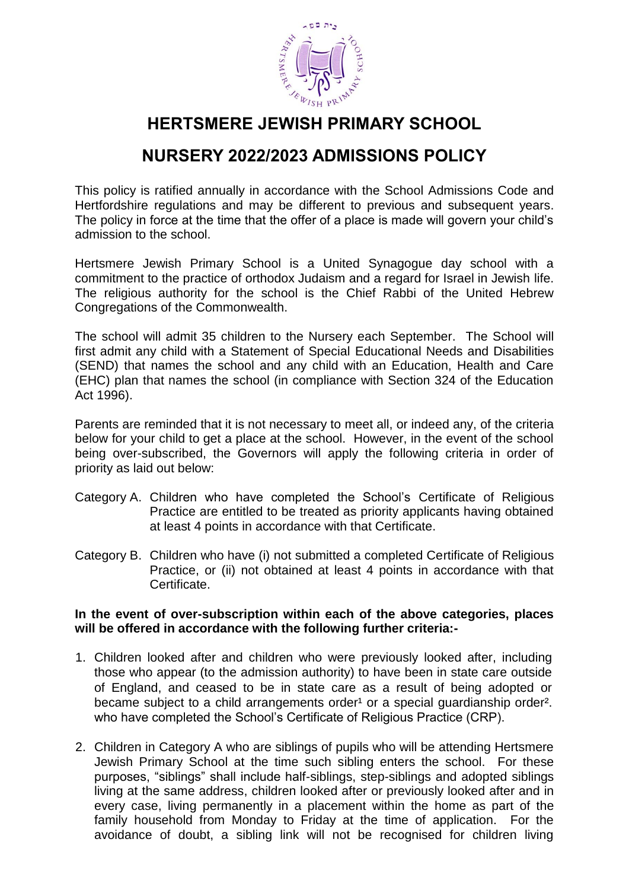# HERTSMERE JEWISH PRIMARY SCHOOL

## NURSERY 2022/2023 ADMISSIONS POLICY

This policy is ratified annually in accordance with the School Admissions Code and Hertfordshire regulations and may be different to previous and subsequent years. The policy in force at the time that the offer of a place is made will govern your child's admission to the school.

Hertsmere Jewish Primary School is a United Synagogue day school with a commitment to the practice of orthodox Judaism and a regard for Israel in Jewish life. The religious authority for the school is the Chief Rabbi of the United Hebrew Congregations of the Commonwealth.

The school will admit 35 children to the Nursery each September. The School will first admit any child with a Statement of Special Educational Needs and Disabilities (SEND) that names the school and any child with an Education, Health and Care (EHC) plan that names the school (in compliance with Section 324 of the Education Act 1996).

Parents are reminded that it is not necessary to meet all, or indeed any, of the criteria below for your child to get a place at the school. However, in the event of the school being over-subscribed, the Governors will apply the following criteria in order of priority as laid out below:

Category A. Children who have completed the School's Certificate of Religious Practice are entitled to be treated as priority applicants having obtained at least 4 points in accordance with that Certificate.

Category B. Children who have (i) not submitted a completed Certificate of Religious Practice, or (ii) not obtained at least 4 points in accordance with that Certificate.

**In the event of over-subscription within each of the above categories, places will be offered in accordance with the following further criteria:-**

1. Children looked after and children who were previously looked after, including those who appear (to the admission authority) to have been in state care outside of England, and ceased to be in state care as a result of being adopted or became subject to a child arrangements order[1] or a special guardianship order[2]. who have completed the School's Certificate of Religious Practice (CRP).
2. Children in Category A who are siblings of pupils who will be attending Hertsmere Jewish Primary School at the time such sibling enters the school. For these purposes, "siblings" shall include half-siblings, step-siblings and adopted siblings living at the same address, children looked after or previously looked after and in every case, living permanently in a placement within the home as part of the family household from Monday to Friday at the time of application. For the avoidance of doubt, a sibling link will not be recognised for children living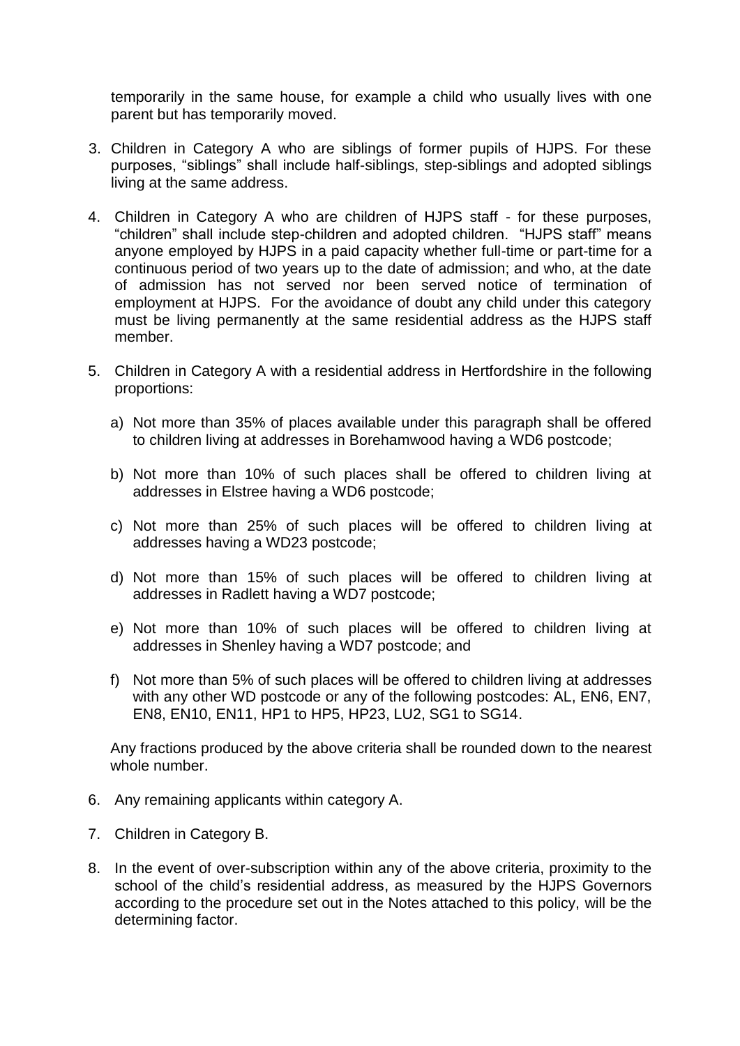temporarily in the same house, for example a child who usually lives with one parent but has temporarily moved.

3. Children in Category A who are siblings of former pupils of HJPS. For these purposes, "siblings" shall include half-siblings, step-siblings and adopted siblings living at the same address.

4. Children in Category A who are children of HJPS staff - for these purposes, "children" shall include step-children and adopted children. "HJPS staff" means anyone employed by HJPS in a paid capacity whether full-time or part-time for a continuous period of two years up to the date of admission; and who, at the date of admission has not served nor been served notice of termination of employment at HJPS. For the avoidance of doubt any child under this category must be living permanently at the same residential address as the HJPS staff member.

5. Children in Category A with a residential address in Hertfordshire in the following proportions:

   a) Not more than 35% of places available under this paragraph shall be offered to children living at addresses in Borehamwood having a WD6 postcode;

   b) Not more than 10% of such places shall be offered to children living at addresses in Elstree having a WD6 postcode;

   c) Not more than 25% of such places will be offered to children living at addresses having a WD23 postcode;

   d) Not more than 15% of such places will be offered to children living at addresses in Radlett having a WD7 postcode;

   e) Not more than 10% of such places will be offered to children living at addresses in Shenley having a WD7 postcode; and

   f) Not more than 5% of such places will be offered to children living at addresses with any other WD postcode or any of the following postcodes: AL, EN6, EN7, EN8, EN10, EN11, HP1 to HP5, HP23, LU2, SG1 to SG14.

   Any fractions produced by the above criteria shall be rounded down to the nearest whole number.

6. Any remaining applicants within category A.

7. Children in Category B.

8. In the event of over-subscription within any of the above criteria, proximity to the school of the child's residential address, as measured by the HJPS Governors according to the procedure set out in the Notes attached to this policy, will be the determining factor.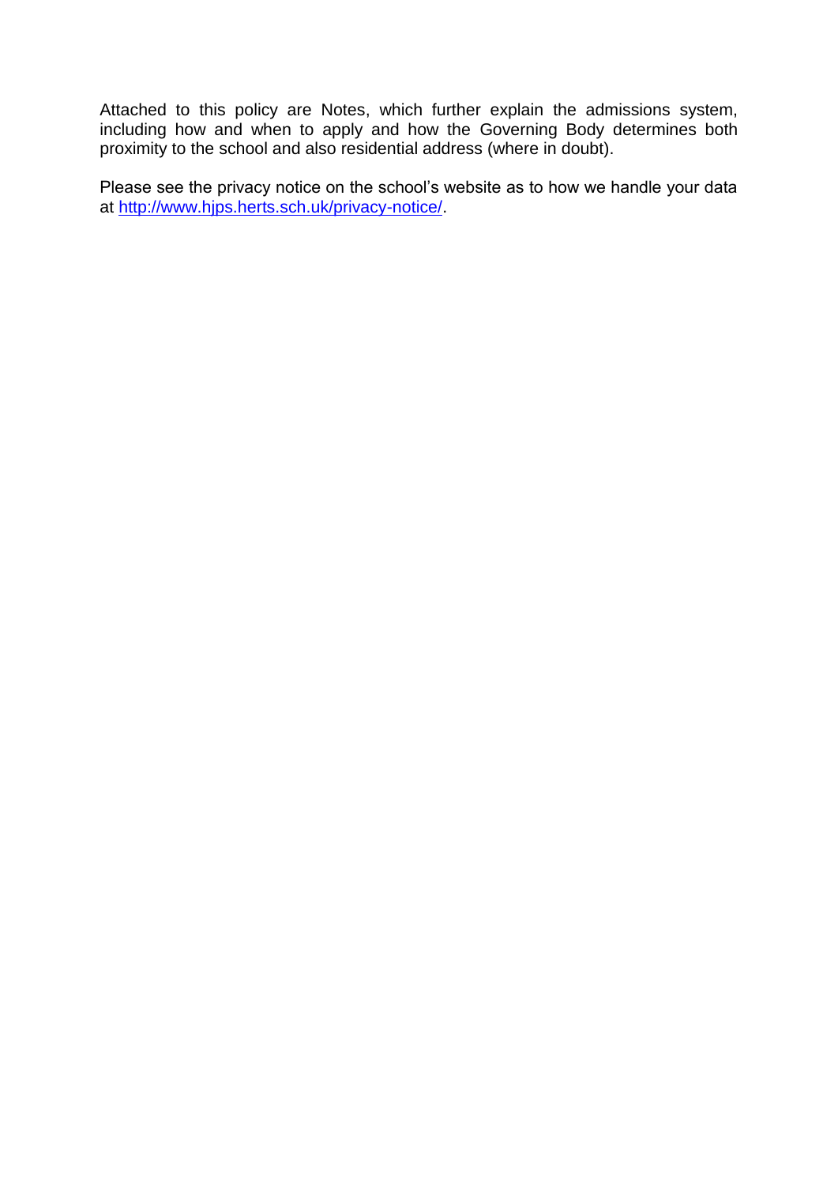Attached to this policy are Notes, which further explain the admissions system, including how and when to apply and how the Governing Body determines both proximity to the school and also residential address (where in doubt).

Please see the privacy notice on the school's website as to how we handle your data at [http://www.hjps.herts.sch.uk/privacy-notice/](http://www.hjps.herts.sch.uk/privacy-notice/).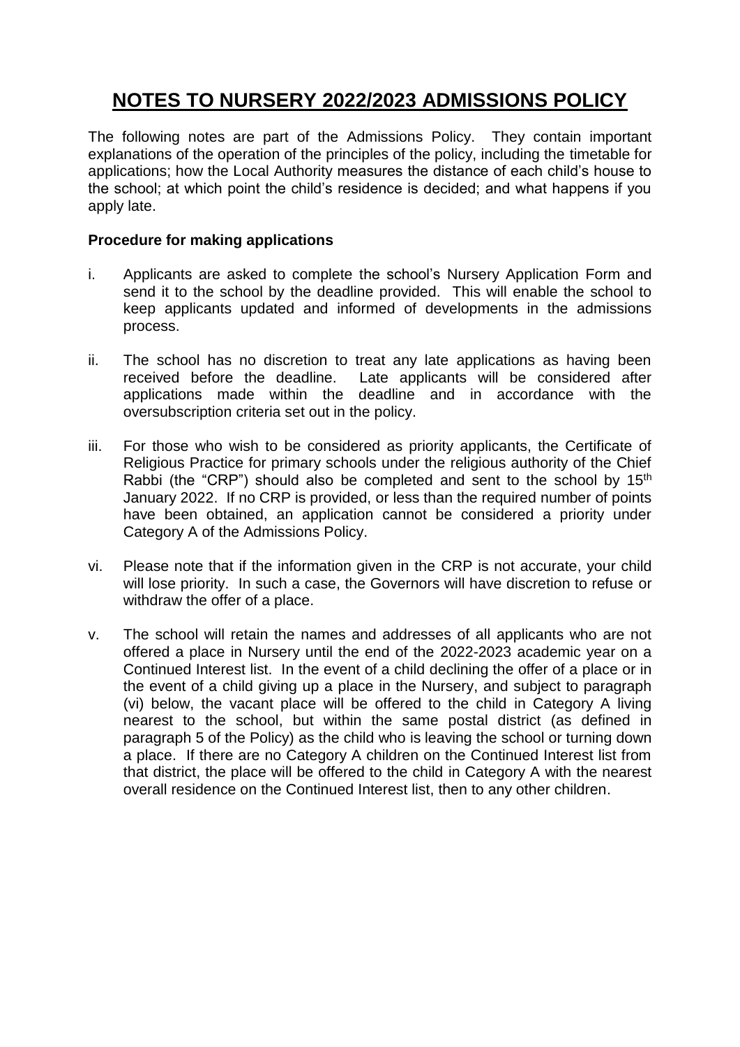# NOTES TO NURSERY 2022/2023 ADMISSIONS POLICY

The following notes are part of the Admissions Policy. They contain important explanations of the operation of the principles of the policy, including the timetable for applications; how the Local Authority measures the distance of each child's house to the school; at which point the child's residence is decided; and what happens if you apply late.

**Procedure for making applications**

i. Applicants are asked to complete the school's Nursery Application Form and send it to the school by the deadline provided. This will enable the school to keep applicants updated and informed of developments in the admissions process.

ii. The school has no discretion to treat any late applications as having been received before the deadline. Late applicants will be considered after applications made within the deadline and in accordance with the oversubscription criteria set out in the policy.

iii. For those who wish to be considered as priority applicants, the Certificate of Religious Practice for primary schools under the religious authority of the Chief Rabbi (the "CRP") should also be completed and sent to the school by 15th January 2022. If no CRP is provided, or less than the required number of points have been obtained, an application cannot be considered a priority under Category A of the Admissions Policy.

vi. Please note that if the information given in the CRP is not accurate, your child will lose priority. In such a case, the Governors will have discretion to refuse or withdraw the offer of a place.

v. The school will retain the names and addresses of all applicants who are not offered a place in Nursery until the end of the 2022-2023 academic year on a Continued Interest list. In the event of a child declining the offer of a place or in the event of a child giving up a place in the Nursery, and subject to paragraph (vi) below, the vacant place will be offered to the child in Category A living nearest to the school, but within the same postal district (as defined in paragraph 5 of the Policy) as the child who is leaving the school or turning down a place. If there are no Category A children on the Continued Interest list from that district, the place will be offered to the child in Category A with the nearest overall residence on the Continued Interest list, then to any other children.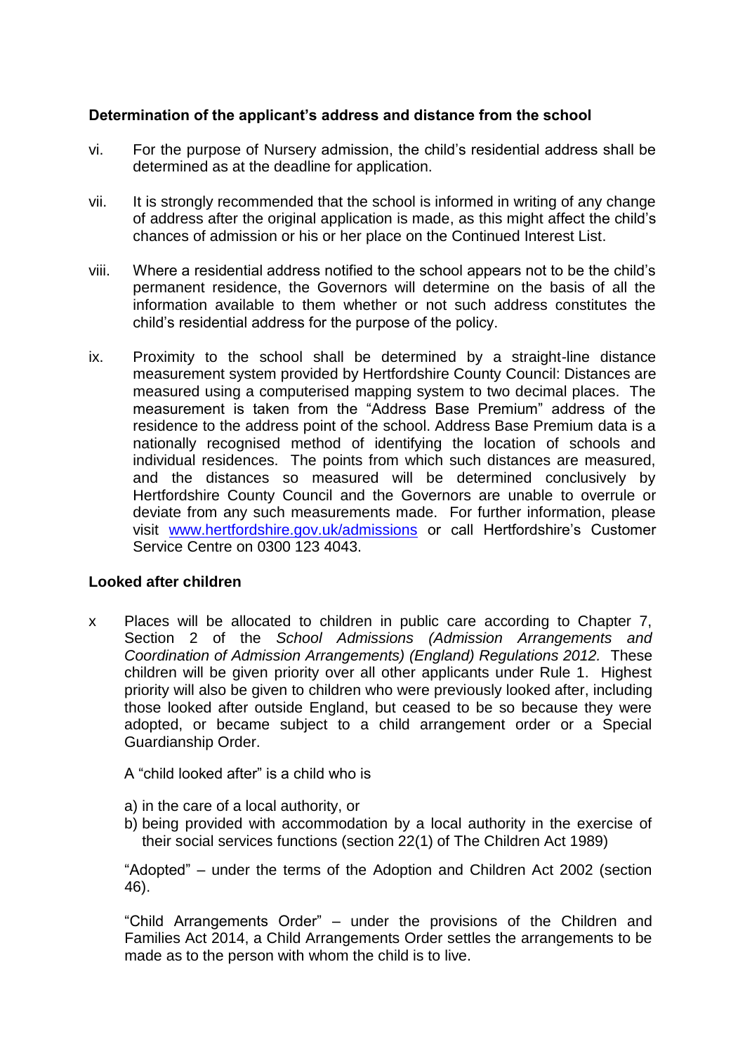**Determination of the applicant's address and distance from the school**

vi. For the purpose of Nursery admission, the child's residential address shall be determined as at the deadline for application.

vii. It is strongly recommended that the school is informed in writing of any change of address after the original application is made, as this might affect the child's chances of admission or his or her place on the Continued Interest List.

viii. Where a residential address notified to the school appears not to be the child's permanent residence, the Governors will determine on the basis of all the information available to them whether or not such address constitutes the child's residential address for the purpose of the policy.

ix. Proximity to the school shall be determined by a straight-line distance measurement system provided by Hertfordshire County Council: Distances are measured using a computerised mapping system to two decimal places. The measurement is taken from the "Address Base Premium" address of the residence to the address point of the school. Address Base Premium data is a nationally recognised method of identifying the location of schools and individual residences. The points from which such distances are measured, and the distances so measured will be determined conclusively by Hertfordshire County Council and the Governors are unable to overrule or deviate from any such measurements made. For further information, please visit [www.hertfordshire.gov.uk/admissions](http://www.hertfordshire.gov.uk/admissions) or call Hertfordshire's Customer Service Centre on 0300 123 4043.

**Looked after children**

x Places will be allocated to children in public care according to Chapter 7, Section 2 of the *School Admissions (Admission Arrangements and Coordination of Admission Arrangements) (England) Regulations 2012.* These children will be given priority over all other applicants under Rule 1. Highest priority will also be given to children who were previously looked after, including those looked after outside England, but ceased to be so because they were adopted, or became subject to a child arrangement order or a Special Guardianship Order.

A "child looked after" is a child who is

a) in the care of a local authority, or
b) being provided with accommodation by a local authority in the exercise of their social services functions (section 22(1) of The Children Act 1989)

"Adopted" – under the terms of the Adoption and Children Act 2002 (section 46).

"Child Arrangements Order" – under the provisions of the Children and Families Act 2014, a Child Arrangements Order settles the arrangements to be made as to the person with whom the child is to live.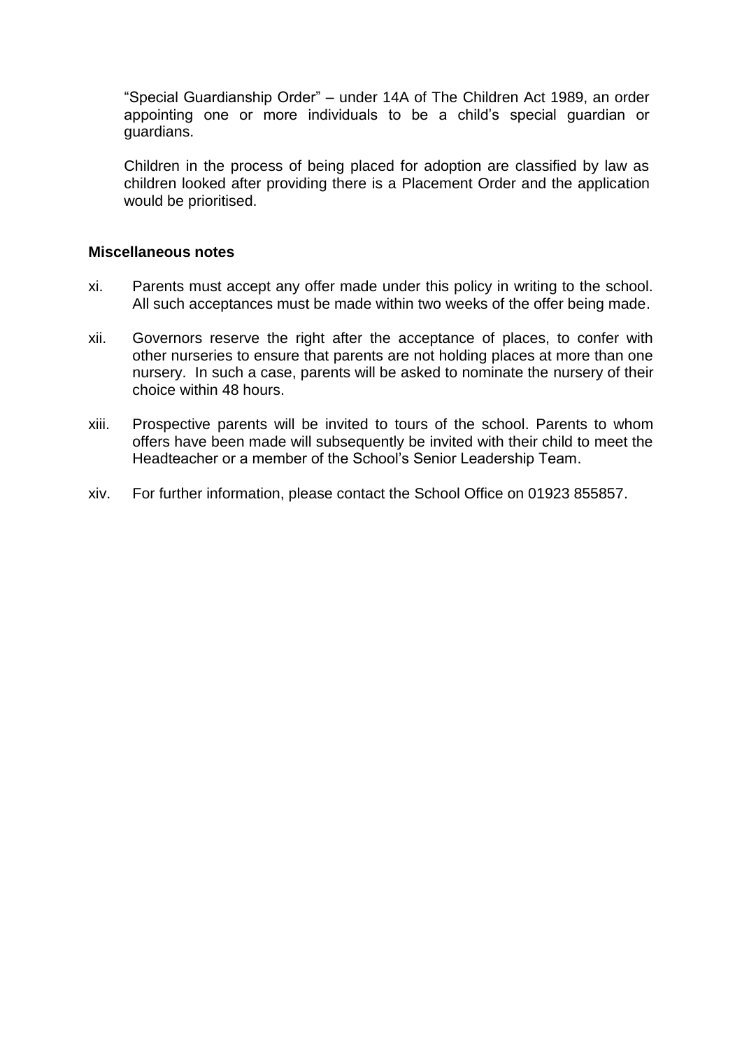"Special Guardianship Order" – under 14A of The Children Act 1989, an order appointing one or more individuals to be a child's special guardian or guardians.

Children in the process of being placed for adoption are classified by law as children looked after providing there is a Placement Order and the application would be prioritised.

**Miscellaneous notes**

xi. Parents must accept any offer made under this policy in writing to the school. All such acceptances must be made within two weeks of the offer being made.

xii. Governors reserve the right after the acceptance of places, to confer with other nurseries to ensure that parents are not holding places at more than one nursery. In such a case, parents will be asked to nominate the nursery of their choice within 48 hours.

xiii. Prospective parents will be invited to tours of the school. Parents to whom offers have been made will subsequently be invited with their child to meet the Headteacher or a member of the School's Senior Leadership Team.

xiv. For further information, please contact the School Office on 01923 855857.